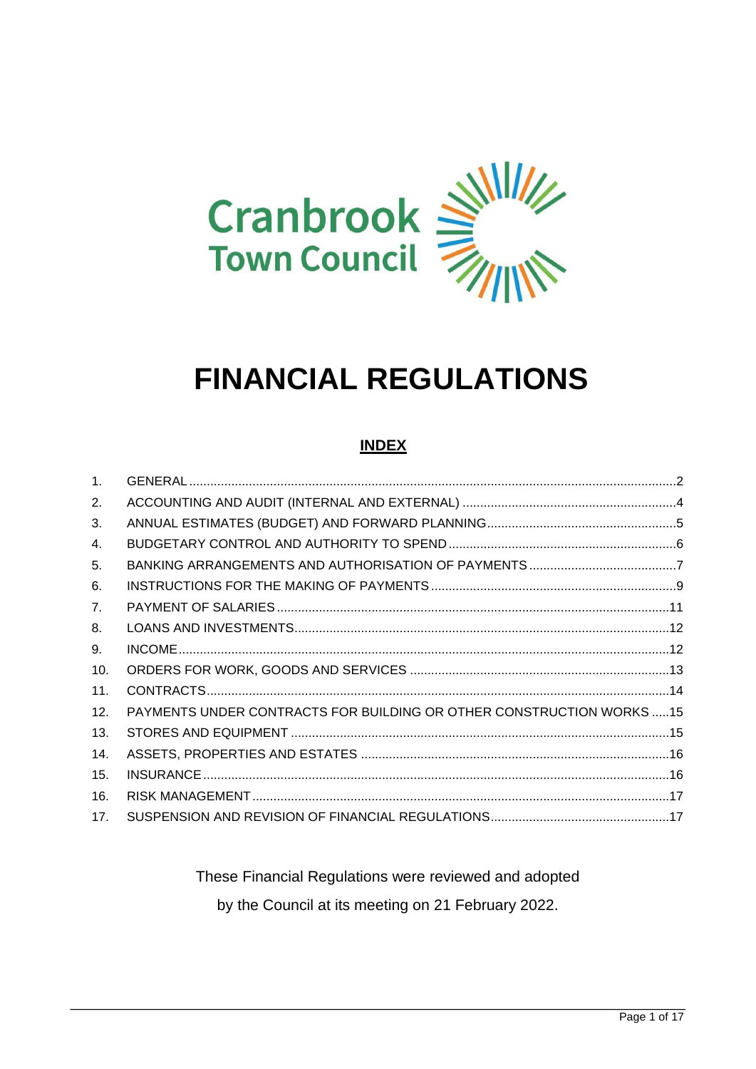Cranbrook Town Council

# FINANCIAL REGULATIONS

## INDEX

| | | |
|---|---|---|
| 1. | GENERAL | 2 |
| 2. | ACCOUNTING AND AUDIT (INTERNAL AND EXTERNAL) | 4 |
| 3. | ANNUAL ESTIMATES (BUDGET) AND FORWARD PLANNING | 5 |
| 4. | BUDGETARY CONTROL AND AUTHORITY TO SPEND | 6 |
| 5. | BANKING ARRANGEMENTS AND AUTHORISATION OF PAYMENTS | 7 |
| 6. | INSTRUCTIONS FOR THE MAKING OF PAYMENTS | 9 |
| 7. | PAYMENT OF SALARIES | 11 |
| 8. | LOANS AND INVESTMENTS | 12 |
| 9. | INCOME | 12 |
| 10. | ORDERS FOR WORK, GOODS AND SERVICES | 13 |
| 11. | CONTRACTS | 14 |
| 12. | PAYMENTS UNDER CONTRACTS FOR BUILDING OR OTHER CONSTRUCTION WORKS | 15 |
| 13. | STORES AND EQUIPMENT | 15 |
| 14. | ASSETS, PROPERTIES AND ESTATES | 16 |
| 15. | INSURANCE | 16 |
| 16. | RISK MANAGEMENT | 17 |
| 17. | SUSPENSION AND REVISION OF FINANCIAL REGULATIONS | 17 |

These Financial Regulations were reviewed and adopted by the Council at its meeting on 21 February 2022.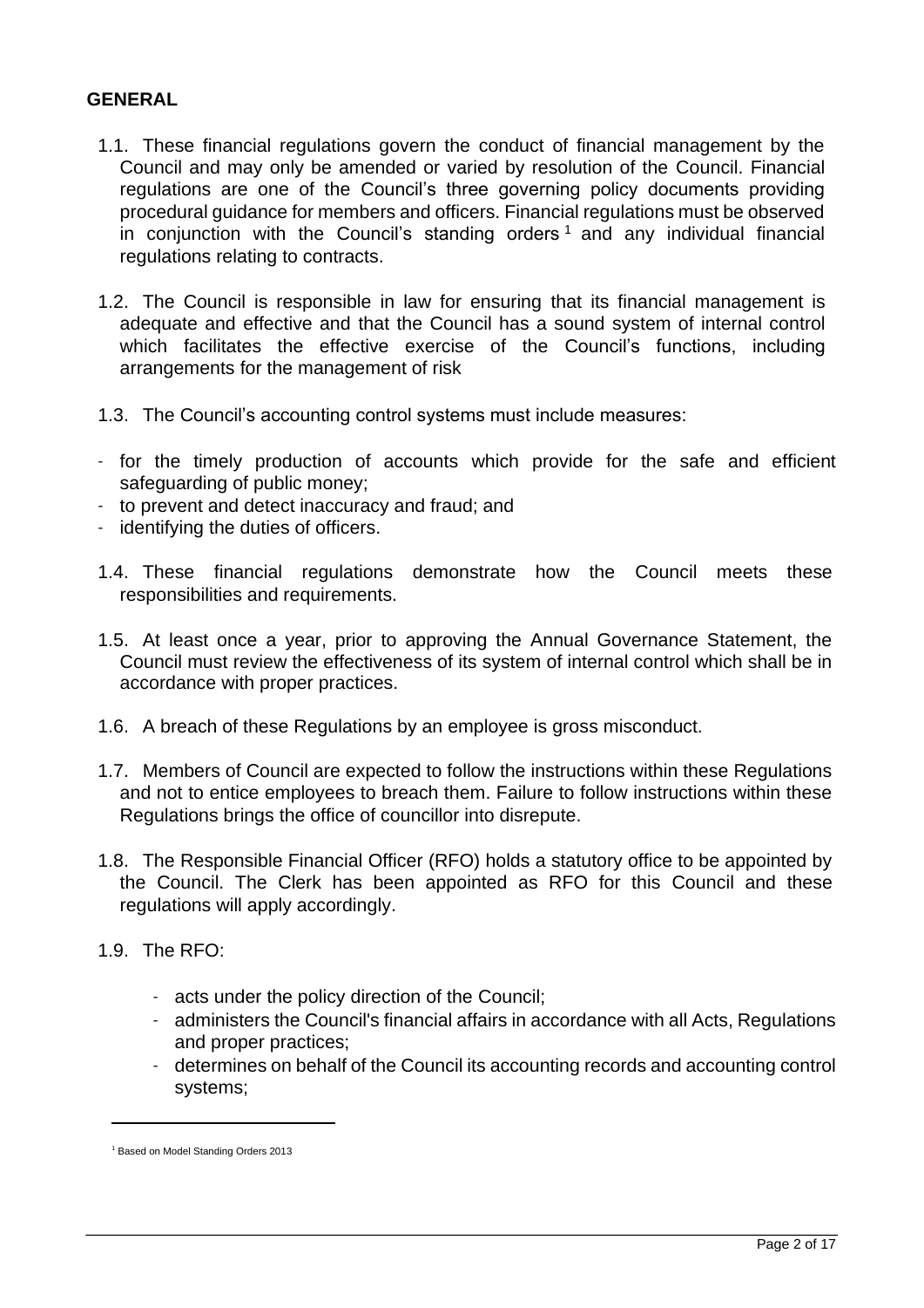## GENERAL

1.1. These financial regulations govern the conduct of financial management by the Council and may only be amended or varied by resolution of the Council. Financial regulations are one of the Council's three governing policy documents providing procedural guidance for members and officers. Financial regulations must be observed in conjunction with the Council's standing orders [1] and any individual financial regulations relating to contracts.

1.2. The Council is responsible in law for ensuring that its financial management is adequate and effective and that the Council has a sound system of internal control which facilitates the effective exercise of the Council's functions, including arrangements for the management of risk

1.3. The Council's accounting control systems must include measures:

- for the timely production of accounts which provide for the safe and efficient safeguarding of public money;
- to prevent and detect inaccuracy and fraud; and
- identifying the duties of officers.

1.4. These financial regulations demonstrate how the Council meets these responsibilities and requirements.

1.5. At least once a year, prior to approving the Annual Governance Statement, the Council must review the effectiveness of its system of internal control which shall be in accordance with proper practices.

1.6. A breach of these Regulations by an employee is gross misconduct.

1.7. Members of Council are expected to follow the instructions within these Regulations and not to entice employees to breach them. Failure to follow instructions within these Regulations brings the office of councillor into disrepute.

1.8. The Responsible Financial Officer (RFO) holds a statutory office to be appointed by the Council. The Clerk has been appointed as RFO for this Council and these regulations will apply accordingly.

1.9. The RFO:

- acts under the policy direction of the Council;
- administers the Council's financial affairs in accordance with all Acts, Regulations and proper practices;
- determines on behalf of the Council its accounting records and accounting control systems;

[1] Based on Model Standing Orders 2013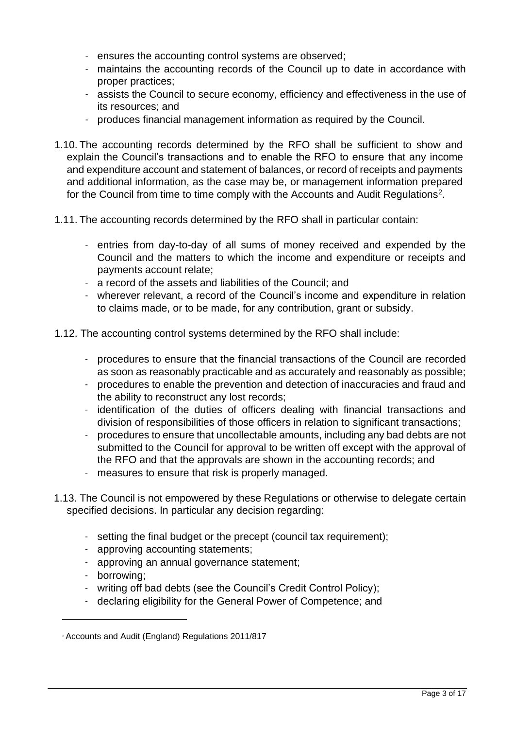- ensures the accounting control systems are observed;
- maintains the accounting records of the Council up to date in accordance with proper practices;
- assists the Council to secure economy, efficiency and effectiveness in the use of its resources; and
- produces financial management information as required by the Council.

1.10. The accounting records determined by the RFO shall be sufficient to show and explain the Council's transactions and to enable the RFO to ensure that any income and expenditure account and statement of balances, or record of receipts and payments and additional information, as the case may be, or management information prepared for the Council from time to time comply with the Accounts and Audit Regulations[2].

1.11. The accounting records determined by the RFO shall in particular contain:

- entries from day-to-day of all sums of money received and expended by the Council and the matters to which the income and expenditure or receipts and payments account relate;
- a record of the assets and liabilities of the Council; and
- wherever relevant, a record of the Council's income and expenditure in relation to claims made, or to be made, for any contribution, grant or subsidy.

1.12. The accounting control systems determined by the RFO shall include:

- procedures to ensure that the financial transactions of the Council are recorded as soon as reasonably practicable and as accurately and reasonably as possible;
- procedures to enable the prevention and detection of inaccuracies and fraud and the ability to reconstruct any lost records;
- identification of the duties of officers dealing with financial transactions and division of responsibilities of those officers in relation to significant transactions;
- procedures to ensure that uncollectable amounts, including any bad debts are not submitted to the Council for approval to be written off except with the approval of the RFO and that the approvals are shown in the accounting records; and
- measures to ensure that risk is properly managed.

1.13. The Council is not empowered by these Regulations or otherwise to delegate certain specified decisions. In particular any decision regarding:

- setting the final budget or the precept (council tax requirement);
- approving accounting statements;
- approving an annual governance statement;
- borrowing;
- writing off bad debts (see the Council's Credit Control Policy);
- declaring eligibility for the General Power of Competence; and

[2] Accounts and Audit (England) Regulations 2011/817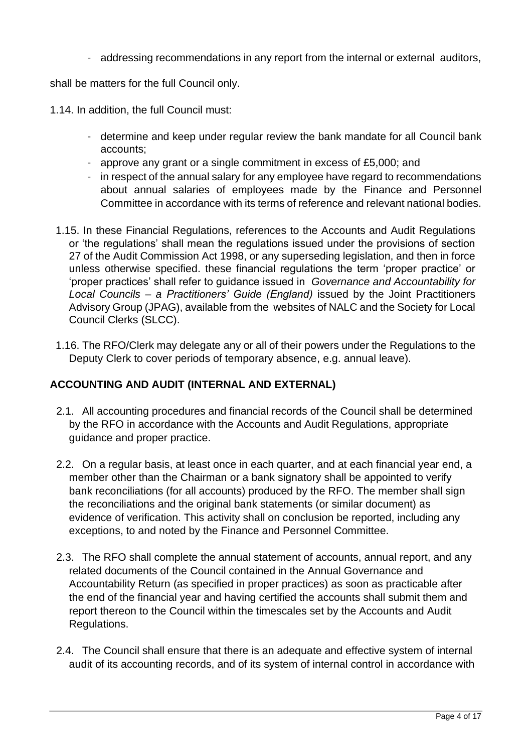- addressing recommendations in any report from the internal or external auditors,

shall be matters for the full Council only.

1.14. In addition, the full Council must:

- determine and keep under regular review the bank mandate for all Council bank accounts;
- approve any grant or a single commitment in excess of £5,000; and
- in respect of the annual salary for any employee have regard to recommendations about annual salaries of employees made by the Finance and Personnel Committee in accordance with its terms of reference and relevant national bodies.

1.15. In these Financial Regulations, references to the Accounts and Audit Regulations or 'the regulations' shall mean the regulations issued under the provisions of section 27 of the Audit Commission Act 1998, or any superseding legislation, and then in force unless otherwise specified. these financial regulations the term 'proper practice' or 'proper practices' shall refer to guidance issued in *Governance and Accountability for Local Councils – a Practitioners' Guide (England)* issued by the Joint Practitioners Advisory Group (JPAG), available from the websites of NALC and the Society for Local Council Clerks (SLCC).

1.16. The RFO/Clerk may delegate any or all of their powers under the Regulations to the Deputy Clerk to cover periods of temporary absence, e.g. annual leave).

## ACCOUNTING AND AUDIT (INTERNAL AND EXTERNAL)

2.1. All accounting procedures and financial records of the Council shall be determined by the RFO in accordance with the Accounts and Audit Regulations, appropriate guidance and proper practice.

2.2. On a regular basis, at least once in each quarter, and at each financial year end, a member other than the Chairman or a bank signatory shall be appointed to verify bank reconciliations (for all accounts) produced by the RFO. The member shall sign the reconciliations and the original bank statements (or similar document) as evidence of verification. This activity shall on conclusion be reported, including any exceptions, to and noted by the Finance and Personnel Committee.

2.3. The RFO shall complete the annual statement of accounts, annual report, and any related documents of the Council contained in the Annual Governance and Accountability Return (as specified in proper practices) as soon as practicable after the end of the financial year and having certified the accounts shall submit them and report thereon to the Council within the timescales set by the Accounts and Audit Regulations.

2.4. The Council shall ensure that there is an adequate and effective system of internal audit of its accounting records, and of its system of internal control in accordance with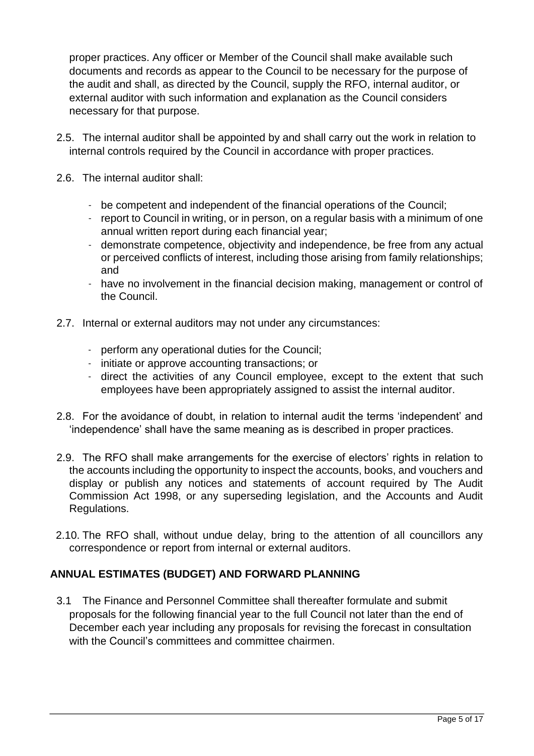proper practices. Any officer or Member of the Council shall make available such documents and records as appear to the Council to be necessary for the purpose of the audit and shall, as directed by the Council, supply the RFO, internal auditor, or external auditor with such information and explanation as the Council considers necessary for that purpose.

2.5. The internal auditor shall be appointed by and shall carry out the work in relation to internal controls required by the Council in accordance with proper practices.

2.6. The internal auditor shall:

- be competent and independent of the financial operations of the Council;
- report to Council in writing, or in person, on a regular basis with a minimum of one annual written report during each financial year;
- demonstrate competence, objectivity and independence, be free from any actual or perceived conflicts of interest, including those arising from family relationships; and
- have no involvement in the financial decision making, management or control of the Council.

2.7. Internal or external auditors may not under any circumstances:

- perform any operational duties for the Council;
- initiate or approve accounting transactions; or
- direct the activities of any Council employee, except to the extent that such employees have been appropriately assigned to assist the internal auditor.

2.8. For the avoidance of doubt, in relation to internal audit the terms 'independent' and 'independence' shall have the same meaning as is described in proper practices.

2.9. The RFO shall make arrangements for the exercise of electors' rights in relation to the accounts including the opportunity to inspect the accounts, books, and vouchers and display or publish any notices and statements of account required by The Audit Commission Act 1998, or any superseding legislation, and the Accounts and Audit Regulations.

2.10. The RFO shall, without undue delay, bring to the attention of all councillors any correspondence or report from internal or external auditors.

## ANNUAL ESTIMATES (BUDGET) AND FORWARD PLANNING

3.1 The Finance and Personnel Committee shall thereafter formulate and submit proposals for the following financial year to the full Council not later than the end of December each year including any proposals for revising the forecast in consultation with the Council's committees and committee chairmen.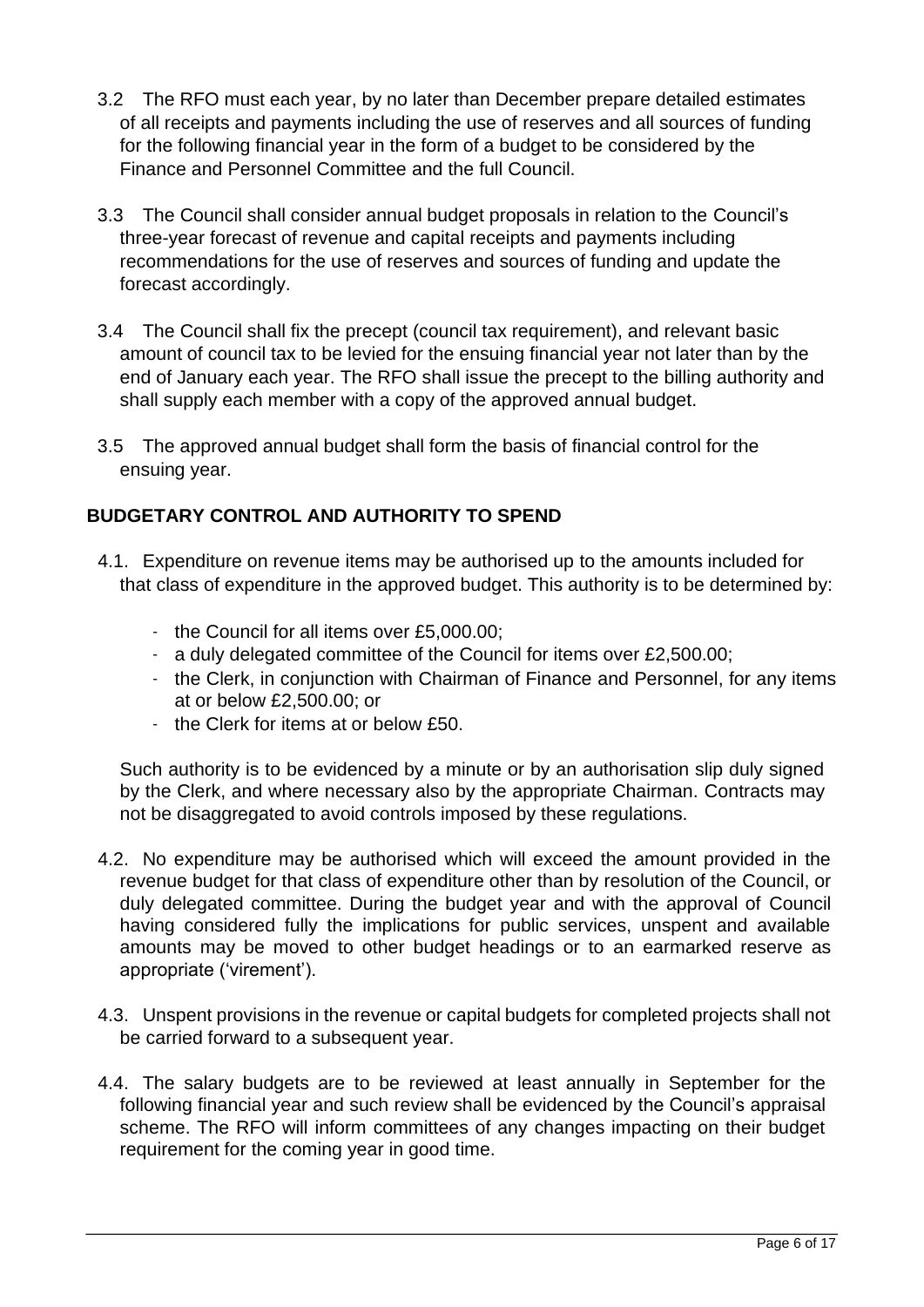3.2 The RFO must each year, by no later than December prepare detailed estimates of all receipts and payments including the use of reserves and all sources of funding for the following financial year in the form of a budget to be considered by the Finance and Personnel Committee and the full Council.

3.3 The Council shall consider annual budget proposals in relation to the Council's three-year forecast of revenue and capital receipts and payments including recommendations for the use of reserves and sources of funding and update the forecast accordingly.

3.4 The Council shall fix the precept (council tax requirement), and relevant basic amount of council tax to be levied for the ensuing financial year not later than by the end of January each year. The RFO shall issue the precept to the billing authority and shall supply each member with a copy of the approved annual budget.

3.5 The approved annual budget shall form the basis of financial control for the ensuing year.

## BUDGETARY CONTROL AND AUTHORITY TO SPEND

4.1. Expenditure on revenue items may be authorised up to the amounts included for that class of expenditure in the approved budget. This authority is to be determined by:

- the Council for all items over £5,000.00;
- a duly delegated committee of the Council for items over £2,500.00;
- the Clerk, in conjunction with Chairman of Finance and Personnel, for any items at or below £2,500.00; or
- the Clerk for items at or below £50.

Such authority is to be evidenced by a minute or by an authorisation slip duly signed by the Clerk, and where necessary also by the appropriate Chairman. Contracts may not be disaggregated to avoid controls imposed by these regulations.

4.2. No expenditure may be authorised which will exceed the amount provided in the revenue budget for that class of expenditure other than by resolution of the Council, or duly delegated committee. During the budget year and with the approval of Council having considered fully the implications for public services, unspent and available amounts may be moved to other budget headings or to an earmarked reserve as appropriate ('virement').

4.3. Unspent provisions in the revenue or capital budgets for completed projects shall not be carried forward to a subsequent year.

4.4. The salary budgets are to be reviewed at least annually in September for the following financial year and such review shall be evidenced by the Council's appraisal scheme. The RFO will inform committees of any changes impacting on their budget requirement for the coming year in good time.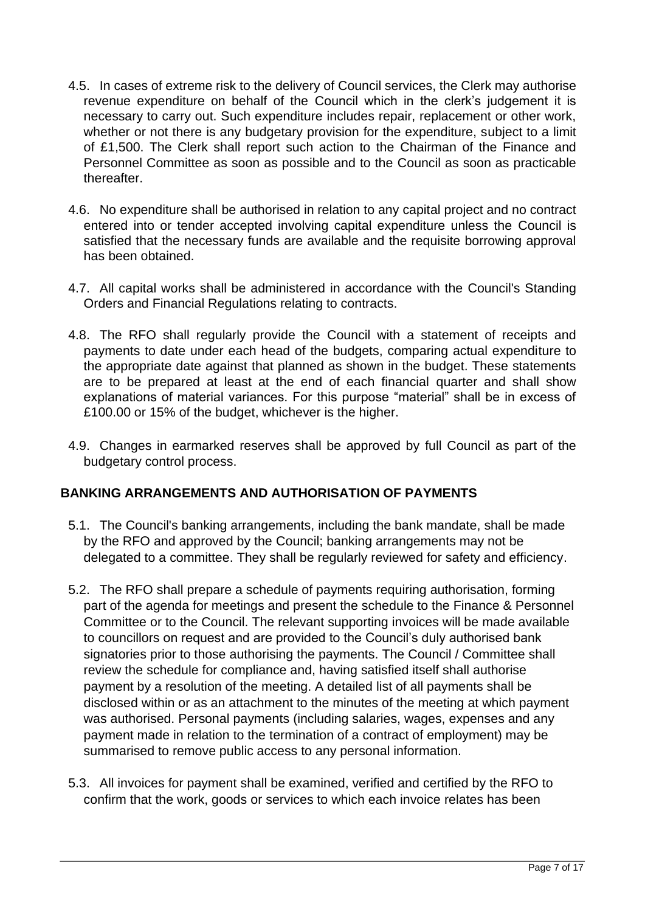4.5. In cases of extreme risk to the delivery of Council services, the Clerk may authorise revenue expenditure on behalf of the Council which in the clerk's judgement it is necessary to carry out. Such expenditure includes repair, replacement or other work, whether or not there is any budgetary provision for the expenditure, subject to a limit of £1,500. The Clerk shall report such action to the Chairman of the Finance and Personnel Committee as soon as possible and to the Council as soon as practicable thereafter.

4.6. No expenditure shall be authorised in relation to any capital project and no contract entered into or tender accepted involving capital expenditure unless the Council is satisfied that the necessary funds are available and the requisite borrowing approval has been obtained.

4.7. All capital works shall be administered in accordance with the Council's Standing Orders and Financial Regulations relating to contracts.

4.8. The RFO shall regularly provide the Council with a statement of receipts and payments to date under each head of the budgets, comparing actual expenditure to the appropriate date against that planned as shown in the budget. These statements are to be prepared at least at the end of each financial quarter and shall show explanations of material variances. For this purpose "material" shall be in excess of £100.00 or 15% of the budget, whichever is the higher.

4.9. Changes in earmarked reserves shall be approved by full Council as part of the budgetary control process.

## BANKING ARRANGEMENTS AND AUTHORISATION OF PAYMENTS

5.1. The Council's banking arrangements, including the bank mandate, shall be made by the RFO and approved by the Council; banking arrangements may not be delegated to a committee. They shall be regularly reviewed for safety and efficiency.

5.2. The RFO shall prepare a schedule of payments requiring authorisation, forming part of the agenda for meetings and present the schedule to the Finance & Personnel Committee or to the Council. The relevant supporting invoices will be made available to councillors on request and are provided to the Council's duly authorised bank signatories prior to those authorising the payments. The Council / Committee shall review the schedule for compliance and, having satisfied itself shall authorise payment by a resolution of the meeting. A detailed list of all payments shall be disclosed within or as an attachment to the minutes of the meeting at which payment was authorised. Personal payments (including salaries, wages, expenses and any payment made in relation to the termination of a contract of employment) may be summarised to remove public access to any personal information.

5.3. All invoices for payment shall be examined, verified and certified by the RFO to confirm that the work, goods or services to which each invoice relates has been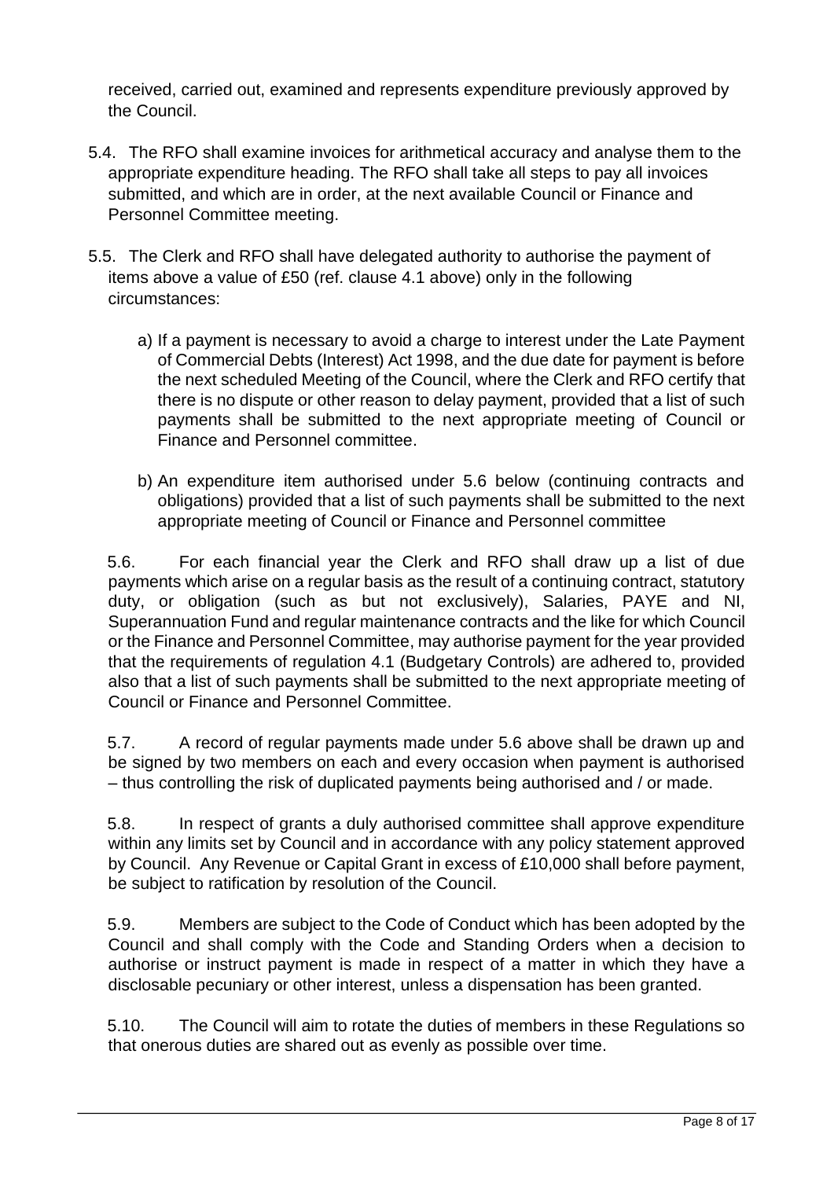received, carried out, examined and represents expenditure previously approved by the Council.

5.4. The RFO shall examine invoices for arithmetical accuracy and analyse them to the appropriate expenditure heading. The RFO shall take all steps to pay all invoices submitted, and which are in order, at the next available Council or Finance and Personnel Committee meeting.

5.5. The Clerk and RFO shall have delegated authority to authorise the payment of items above a value of £50 (ref. clause 4.1 above) only in the following circumstances:

a) If a payment is necessary to avoid a charge to interest under the Late Payment of Commercial Debts (Interest) Act 1998, and the due date for payment is before the next scheduled Meeting of the Council, where the Clerk and RFO certify that there is no dispute or other reason to delay payment, provided that a list of such payments shall be submitted to the next appropriate meeting of Council or Finance and Personnel committee.

b) An expenditure item authorised under 5.6 below (continuing contracts and obligations) provided that a list of such payments shall be submitted to the next appropriate meeting of Council or Finance and Personnel committee

5.6. For each financial year the Clerk and RFO shall draw up a list of due payments which arise on a regular basis as the result of a continuing contract, statutory duty, or obligation (such as but not exclusively), Salaries, PAYE and NI, Superannuation Fund and regular maintenance contracts and the like for which Council or the Finance and Personnel Committee, may authorise payment for the year provided that the requirements of regulation 4.1 (Budgetary Controls) are adhered to, provided also that a list of such payments shall be submitted to the next appropriate meeting of Council or Finance and Personnel Committee.

5.7. A record of regular payments made under 5.6 above shall be drawn up and be signed by two members on each and every occasion when payment is authorised – thus controlling the risk of duplicated payments being authorised and / or made.

5.8. In respect of grants a duly authorised committee shall approve expenditure within any limits set by Council and in accordance with any policy statement approved by Council. Any Revenue or Capital Grant in excess of £10,000 shall before payment, be subject to ratification by resolution of the Council.

5.9. Members are subject to the Code of Conduct which has been adopted by the Council and shall comply with the Code and Standing Orders when a decision to authorise or instruct payment is made in respect of a matter in which they have a disclosable pecuniary or other interest, unless a dispensation has been granted.

5.10. The Council will aim to rotate the duties of members in these Regulations so that onerous duties are shared out as evenly as possible over time.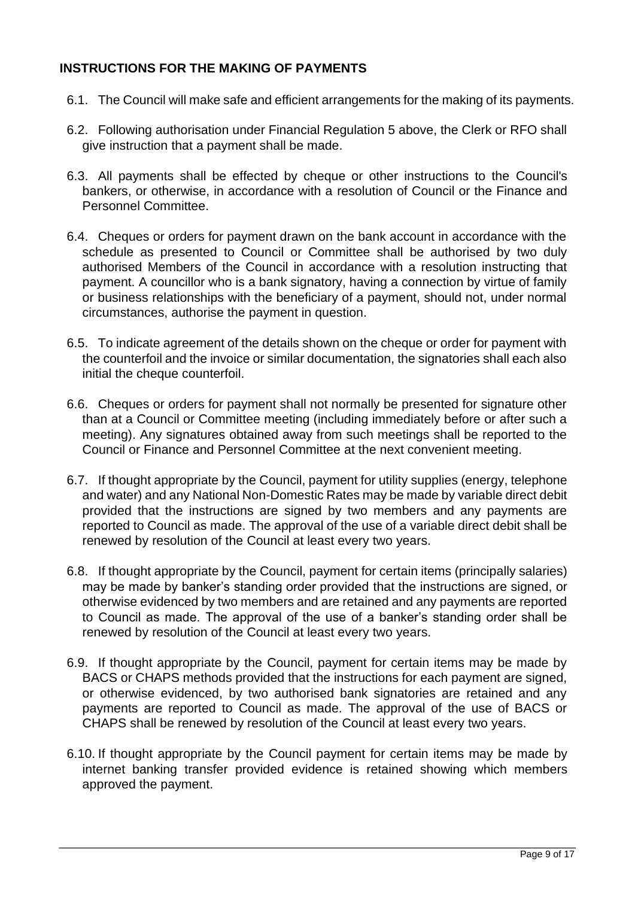## INSTRUCTIONS FOR THE MAKING OF PAYMENTS

6.1. The Council will make safe and efficient arrangements for the making of its payments.

6.2. Following authorisation under Financial Regulation 5 above, the Clerk or RFO shall give instruction that a payment shall be made.

6.3. All payments shall be effected by cheque or other instructions to the Council's bankers, or otherwise, in accordance with a resolution of Council or the Finance and Personnel Committee.

6.4. Cheques or orders for payment drawn on the bank account in accordance with the schedule as presented to Council or Committee shall be authorised by two duly authorised Members of the Council in accordance with a resolution instructing that payment. A councillor who is a bank signatory, having a connection by virtue of family or business relationships with the beneficiary of a payment, should not, under normal circumstances, authorise the payment in question.

6.5. To indicate agreement of the details shown on the cheque or order for payment with the counterfoil and the invoice or similar documentation, the signatories shall each also initial the cheque counterfoil.

6.6. Cheques or orders for payment shall not normally be presented for signature other than at a Council or Committee meeting (including immediately before or after such a meeting). Any signatures obtained away from such meetings shall be reported to the Council or Finance and Personnel Committee at the next convenient meeting.

6.7. If thought appropriate by the Council, payment for utility supplies (energy, telephone and water) and any National Non-Domestic Rates may be made by variable direct debit provided that the instructions are signed by two members and any payments are reported to Council as made. The approval of the use of a variable direct debit shall be renewed by resolution of the Council at least every two years.

6.8. If thought appropriate by the Council, payment for certain items (principally salaries) may be made by banker's standing order provided that the instructions are signed, or otherwise evidenced by two members and are retained and any payments are reported to Council as made. The approval of the use of a banker's standing order shall be renewed by resolution of the Council at least every two years.

6.9. If thought appropriate by the Council, payment for certain items may be made by BACS or CHAPS methods provided that the instructions for each payment are signed, or otherwise evidenced, by two authorised bank signatories are retained and any payments are reported to Council as made. The approval of the use of BACS or CHAPS shall be renewed by resolution of the Council at least every two years.

6.10. If thought appropriate by the Council payment for certain items may be made by internet banking transfer provided evidence is retained showing which members approved the payment.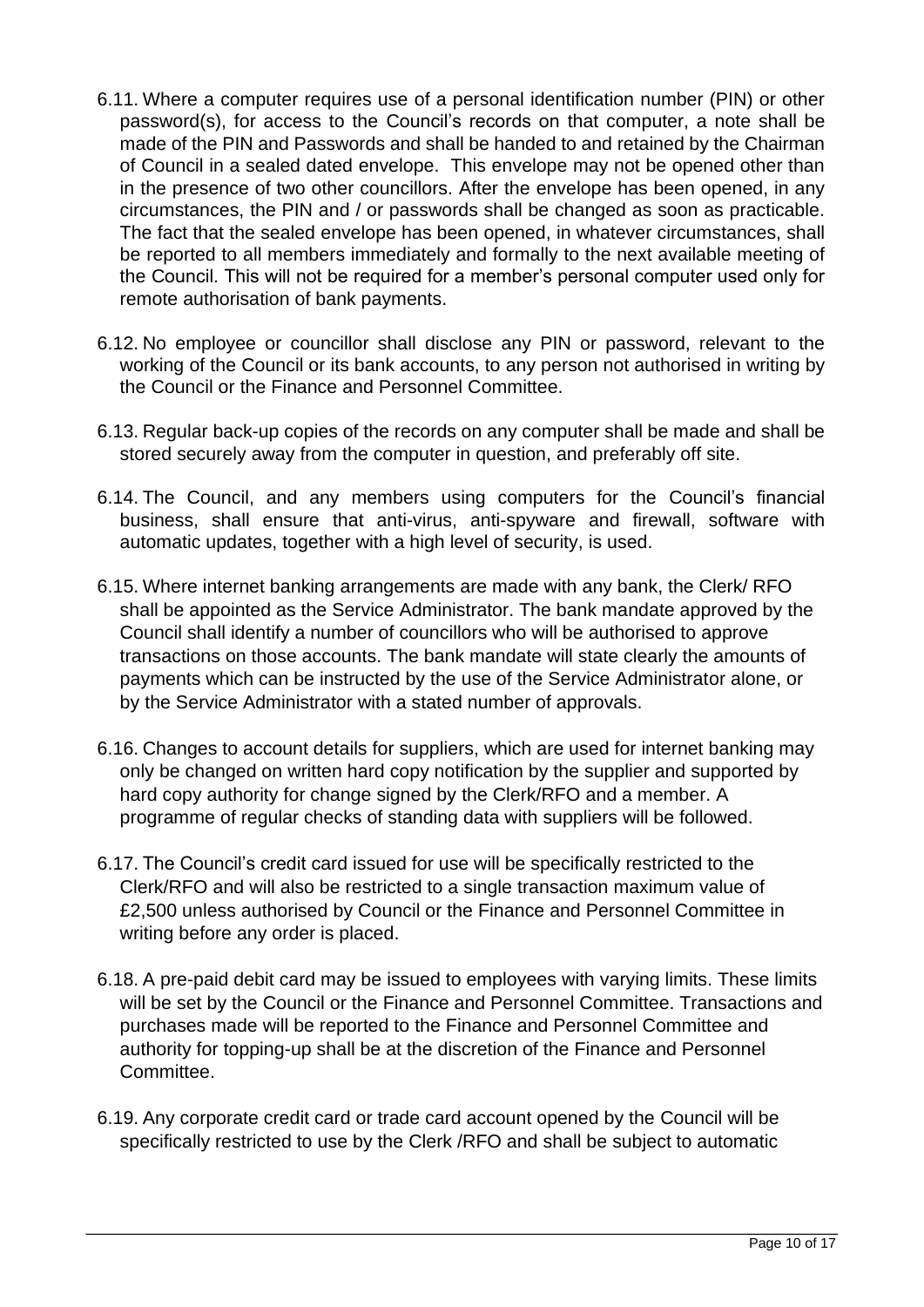6.11. Where a computer requires use of a personal identification number (PIN) or other password(s), for access to the Council's records on that computer, a note shall be made of the PIN and Passwords and shall be handed to and retained by the Chairman of Council in a sealed dated envelope. This envelope may not be opened other than in the presence of two other councillors. After the envelope has been opened, in any circumstances, the PIN and / or passwords shall be changed as soon as practicable. The fact that the sealed envelope has been opened, in whatever circumstances, shall be reported to all members immediately and formally to the next available meeting of the Council. This will not be required for a member's personal computer used only for remote authorisation of bank payments.

6.12. No employee or councillor shall disclose any PIN or password, relevant to the working of the Council or its bank accounts, to any person not authorised in writing by the Council or the Finance and Personnel Committee.

6.13. Regular back-up copies of the records on any computer shall be made and shall be stored securely away from the computer in question, and preferably off site.

6.14. The Council, and any members using computers for the Council's financial business, shall ensure that anti-virus, anti-spyware and firewall, software with automatic updates, together with a high level of security, is used.

6.15. Where internet banking arrangements are made with any bank, the Clerk/ RFO shall be appointed as the Service Administrator. The bank mandate approved by the Council shall identify a number of councillors who will be authorised to approve transactions on those accounts. The bank mandate will state clearly the amounts of payments which can be instructed by the use of the Service Administrator alone, or by the Service Administrator with a stated number of approvals.

6.16. Changes to account details for suppliers, which are used for internet banking may only be changed on written hard copy notification by the supplier and supported by hard copy authority for change signed by the Clerk/RFO and a member. A programme of regular checks of standing data with suppliers will be followed.

6.17. The Council's credit card issued for use will be specifically restricted to the Clerk/RFO and will also be restricted to a single transaction maximum value of £2,500 unless authorised by Council or the Finance and Personnel Committee in writing before any order is placed.

6.18. A pre-paid debit card may be issued to employees with varying limits. These limits will be set by the Council or the Finance and Personnel Committee. Transactions and purchases made will be reported to the Finance and Personnel Committee and authority for topping-up shall be at the discretion of the Finance and Personnel Committee.

6.19. Any corporate credit card or trade card account opened by the Council will be specifically restricted to use by the Clerk /RFO and shall be subject to automatic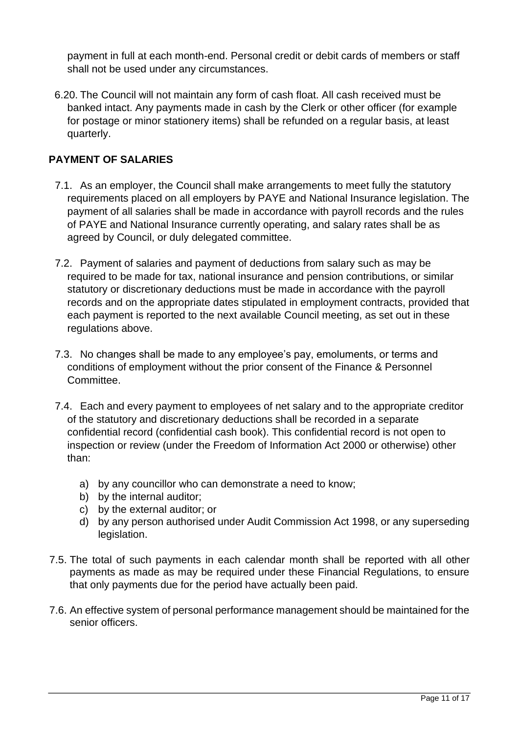payment in full at each month-end. Personal credit or debit cards of members or staff shall not be used under any circumstances.

6.20. The Council will not maintain any form of cash float. All cash received must be banked intact. Any payments made in cash by the Clerk or other officer (for example for postage or minor stationery items) shall be refunded on a regular basis, at least quarterly.

## PAYMENT OF SALARIES

7.1. As an employer, the Council shall make arrangements to meet fully the statutory requirements placed on all employers by PAYE and National Insurance legislation. The payment of all salaries shall be made in accordance with payroll records and the rules of PAYE and National Insurance currently operating, and salary rates shall be as agreed by Council, or duly delegated committee.

7.2. Payment of salaries and payment of deductions from salary such as may be required to be made for tax, national insurance and pension contributions, or similar statutory or discretionary deductions must be made in accordance with the payroll records and on the appropriate dates stipulated in employment contracts, provided that each payment is reported to the next available Council meeting, as set out in these regulations above.

7.3. No changes shall be made to any employee's pay, emoluments, or terms and conditions of employment without the prior consent of the Finance & Personnel Committee.

7.4. Each and every payment to employees of net salary and to the appropriate creditor of the statutory and discretionary deductions shall be recorded in a separate confidential record (confidential cash book). This confidential record is not open to inspection or review (under the Freedom of Information Act 2000 or otherwise) other than:

a) by any councillor who can demonstrate a need to know;
b) by the internal auditor;
c) by the external auditor; or
d) by any person authorised under Audit Commission Act 1998, or any superseding legislation.

7.5. The total of such payments in each calendar month shall be reported with all other payments as made as may be required under these Financial Regulations, to ensure that only payments due for the period have actually been paid.

7.6. An effective system of personal performance management should be maintained for the senior officers.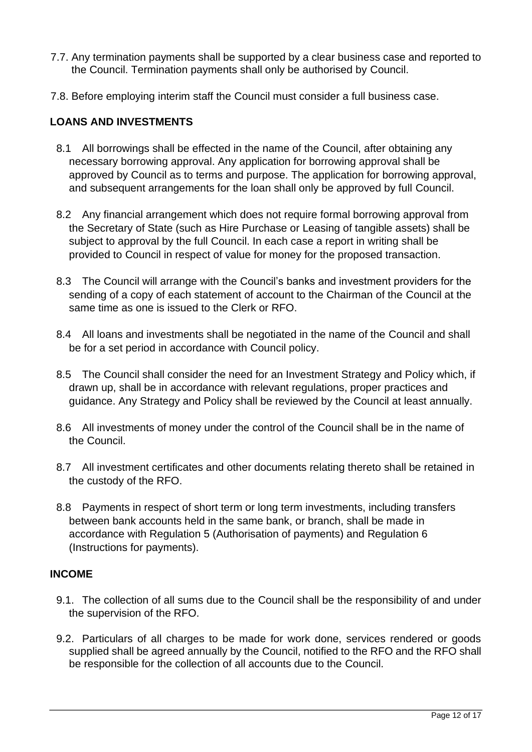7.7. Any termination payments shall be supported by a clear business case and reported to the Council. Termination payments shall only be authorised by Council.

7.8. Before employing interim staff the Council must consider a full business case.

**LOANS AND INVESTMENTS**

8.1 All borrowings shall be effected in the name of the Council, after obtaining any necessary borrowing approval. Any application for borrowing approval shall be approved by Council as to terms and purpose. The application for borrowing approval, and subsequent arrangements for the loan shall only be approved by full Council.

8.2 Any financial arrangement which does not require formal borrowing approval from the Secretary of State (such as Hire Purchase or Leasing of tangible assets) shall be subject to approval by the full Council. In each case a report in writing shall be provided to Council in respect of value for money for the proposed transaction.

8.3 The Council will arrange with the Council's banks and investment providers for the sending of a copy of each statement of account to the Chairman of the Council at the same time as one is issued to the Clerk or RFO.

8.4 All loans and investments shall be negotiated in the name of the Council and shall be for a set period in accordance with Council policy.

8.5 The Council shall consider the need for an Investment Strategy and Policy which, if drawn up, shall be in accordance with relevant regulations, proper practices and guidance. Any Strategy and Policy shall be reviewed by the Council at least annually.

8.6 All investments of money under the control of the Council shall be in the name of the Council.

8.7 All investment certificates and other documents relating thereto shall be retained in the custody of the RFO.

8.8 Payments in respect of short term or long term investments, including transfers between bank accounts held in the same bank, or branch, shall be made in accordance with Regulation 5 (Authorisation of payments) and Regulation 6 (Instructions for payments).

**INCOME**

9.1. The collection of all sums due to the Council shall be the responsibility of and under the supervision of the RFO.

9.2. Particulars of all charges to be made for work done, services rendered or goods supplied shall be agreed annually by the Council, notified to the RFO and the RFO shall be responsible for the collection of all accounts due to the Council.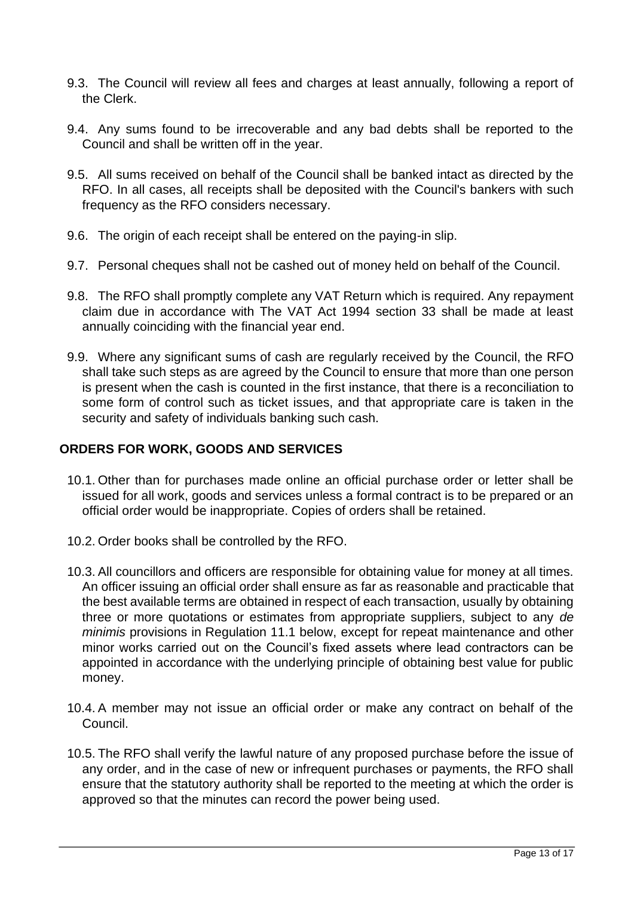9.3. The Council will review all fees and charges at least annually, following a report of the Clerk.

9.4. Any sums found to be irrecoverable and any bad debts shall be reported to the Council and shall be written off in the year.

9.5. All sums received on behalf of the Council shall be banked intact as directed by the RFO. In all cases, all receipts shall be deposited with the Council's bankers with such frequency as the RFO considers necessary.

9.6. The origin of each receipt shall be entered on the paying-in slip.

9.7. Personal cheques shall not be cashed out of money held on behalf of the Council.

9.8. The RFO shall promptly complete any VAT Return which is required. Any repayment claim due in accordance with The VAT Act 1994 section 33 shall be made at least annually coinciding with the financial year end.

9.9. Where any significant sums of cash are regularly received by the Council, the RFO shall take such steps as are agreed by the Council to ensure that more than one person is present when the cash is counted in the first instance, that there is a reconciliation to some form of control such as ticket issues, and that appropriate care is taken in the security and safety of individuals banking such cash.

## ORDERS FOR WORK, GOODS AND SERVICES

10.1. Other than for purchases made online an official purchase order or letter shall be issued for all work, goods and services unless a formal contract is to be prepared or an official order would be inappropriate. Copies of orders shall be retained.

10.2. Order books shall be controlled by the RFO.

10.3. All councillors and officers are responsible for obtaining value for money at all times. An officer issuing an official order shall ensure as far as reasonable and practicable that the best available terms are obtained in respect of each transaction, usually by obtaining three or more quotations or estimates from appropriate suppliers, subject to any *de minimis* provisions in Regulation 11.1 below, except for repeat maintenance and other minor works carried out on the Council's fixed assets where lead contractors can be appointed in accordance with the underlying principle of obtaining best value for public money.

10.4. A member may not issue an official order or make any contract on behalf of the Council.

10.5. The RFO shall verify the lawful nature of any proposed purchase before the issue of any order, and in the case of new or infrequent purchases or payments, the RFO shall ensure that the statutory authority shall be reported to the meeting at which the order is approved so that the minutes can record the power being used.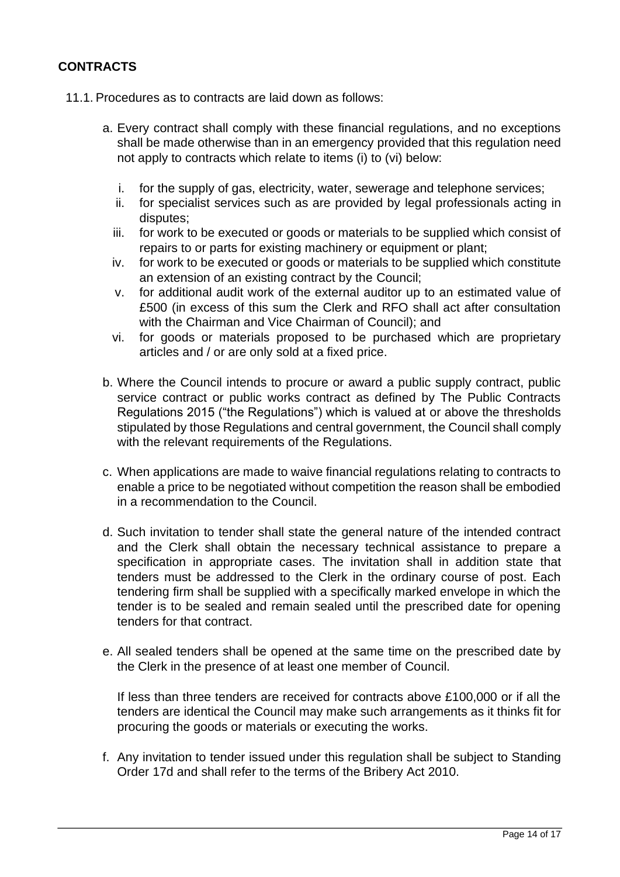## CONTRACTS

11.1. Procedures as to contracts are laid down as follows:

a. Every contract shall comply with these financial regulations, and no exceptions shall be made otherwise than in an emergency provided that this regulation need not apply to contracts which relate to items (i) to (vi) below:

   i. for the supply of gas, electricity, water, sewerage and telephone services;
   ii. for specialist services such as are provided by legal professionals acting in disputes;
   iii. for work to be executed or goods or materials to be supplied which consist of repairs to or parts for existing machinery or equipment or plant;
   iv. for work to be executed or goods or materials to be supplied which constitute an extension of an existing contract by the Council;
   v. for additional audit work of the external auditor up to an estimated value of £500 (in excess of this sum the Clerk and RFO shall act after consultation with the Chairman and Vice Chairman of Council); and
   vi. for goods or materials proposed to be purchased which are proprietary articles and / or are only sold at a fixed price.

b. Where the Council intends to procure or award a public supply contract, public service contract or public works contract as defined by The Public Contracts Regulations 2015 ("the Regulations") which is valued at or above the thresholds stipulated by those Regulations and central government, the Council shall comply with the relevant requirements of the Regulations.

c. When applications are made to waive financial regulations relating to contracts to enable a price to be negotiated without competition the reason shall be embodied in a recommendation to the Council.

d. Such invitation to tender shall state the general nature of the intended contract and the Clerk shall obtain the necessary technical assistance to prepare a specification in appropriate cases. The invitation shall in addition state that tenders must be addressed to the Clerk in the ordinary course of post. Each tendering firm shall be supplied with a specifically marked envelope in which the tender is to be sealed and remain sealed until the prescribed date for opening tenders for that contract.

e. All sealed tenders shall be opened at the same time on the prescribed date by the Clerk in the presence of at least one member of Council.

   If less than three tenders are received for contracts above £100,000 or if all the tenders are identical the Council may make such arrangements as it thinks fit for procuring the goods or materials or executing the works.

f. Any invitation to tender issued under this regulation shall be subject to Standing Order 17d and shall refer to the terms of the Bribery Act 2010.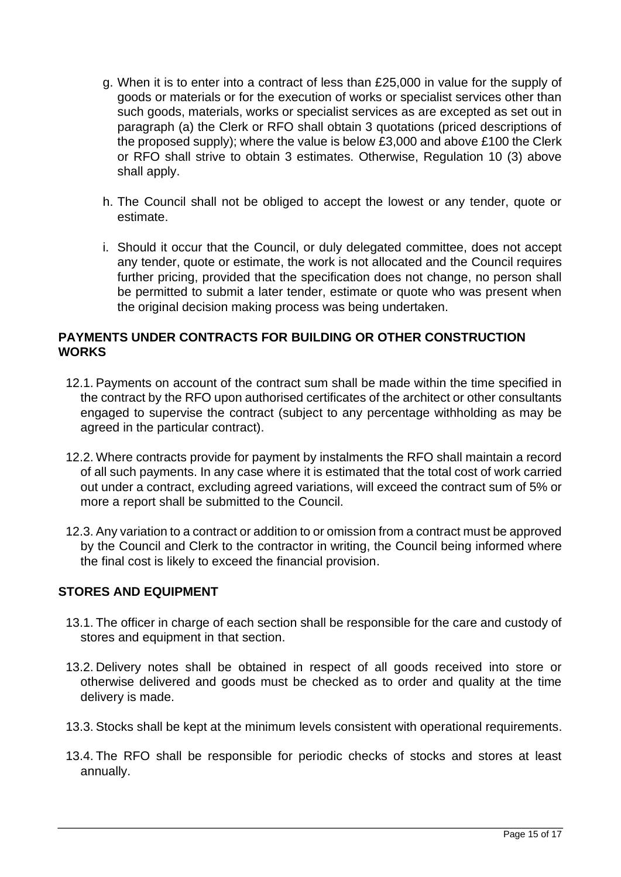g. When it is to enter into a contract of less than £25,000 in value for the supply of goods or materials or for the execution of works or specialist services other than such goods, materials, works or specialist services as are excepted as set out in paragraph (a) the Clerk or RFO shall obtain 3 quotations (priced descriptions of the proposed supply); where the value is below £3,000 and above £100 the Clerk or RFO shall strive to obtain 3 estimates. Otherwise, Regulation 10 (3) above shall apply.

h. The Council shall not be obliged to accept the lowest or any tender, quote or estimate.

i. Should it occur that the Council, or duly delegated committee, does not accept any tender, quote or estimate, the work is not allocated and the Council requires further pricing, provided that the specification does not change, no person shall be permitted to submit a later tender, estimate or quote who was present when the original decision making process was being undertaken.

## PAYMENTS UNDER CONTRACTS FOR BUILDING OR OTHER CONSTRUCTION WORKS

12.1. Payments on account of the contract sum shall be made within the time specified in the contract by the RFO upon authorised certificates of the architect or other consultants engaged to supervise the contract (subject to any percentage withholding as may be agreed in the particular contract).

12.2. Where contracts provide for payment by instalments the RFO shall maintain a record of all such payments. In any case where it is estimated that the total cost of work carried out under a contract, excluding agreed variations, will exceed the contract sum of 5% or more a report shall be submitted to the Council.

12.3. Any variation to a contract or addition to or omission from a contract must be approved by the Council and Clerk to the contractor in writing, the Council being informed where the final cost is likely to exceed the financial provision.

## STORES AND EQUIPMENT

13.1. The officer in charge of each section shall be responsible for the care and custody of stores and equipment in that section.

13.2. Delivery notes shall be obtained in respect of all goods received into store or otherwise delivered and goods must be checked as to order and quality at the time delivery is made.

13.3. Stocks shall be kept at the minimum levels consistent with operational requirements.

13.4. The RFO shall be responsible for periodic checks of stocks and stores at least annually.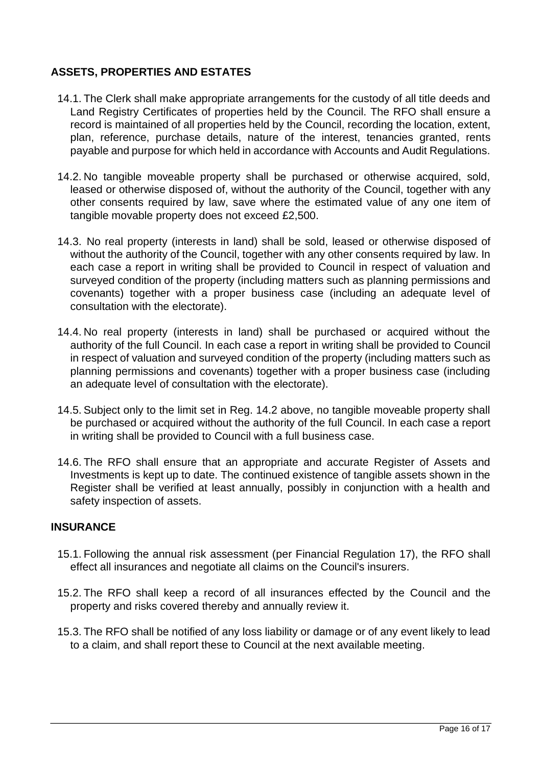## ASSETS, PROPERTIES AND ESTATES

14.1. The Clerk shall make appropriate arrangements for the custody of all title deeds and Land Registry Certificates of properties held by the Council. The RFO shall ensure a record is maintained of all properties held by the Council, recording the location, extent, plan, reference, purchase details, nature of the interest, tenancies granted, rents payable and purpose for which held in accordance with Accounts and Audit Regulations.

14.2. No tangible moveable property shall be purchased or otherwise acquired, sold, leased or otherwise disposed of, without the authority of the Council, together with any other consents required by law, save where the estimated value of any one item of tangible movable property does not exceed £2,500.

14.3. No real property (interests in land) shall be sold, leased or otherwise disposed of without the authority of the Council, together with any other consents required by law. In each case a report in writing shall be provided to Council in respect of valuation and surveyed condition of the property (including matters such as planning permissions and covenants) together with a proper business case (including an adequate level of consultation with the electorate).

14.4. No real property (interests in land) shall be purchased or acquired without the authority of the full Council. In each case a report in writing shall be provided to Council in respect of valuation and surveyed condition of the property (including matters such as planning permissions and covenants) together with a proper business case (including an adequate level of consultation with the electorate).

14.5. Subject only to the limit set in Reg. 14.2 above, no tangible moveable property shall be purchased or acquired without the authority of the full Council. In each case a report in writing shall be provided to Council with a full business case.

14.6. The RFO shall ensure that an appropriate and accurate Register of Assets and Investments is kept up to date. The continued existence of tangible assets shown in the Register shall be verified at least annually, possibly in conjunction with a health and safety inspection of assets.

## INSURANCE

15.1. Following the annual risk assessment (per Financial Regulation 17), the RFO shall effect all insurances and negotiate all claims on the Council's insurers.

15.2. The RFO shall keep a record of all insurances effected by the Council and the property and risks covered thereby and annually review it.

15.3. The RFO shall be notified of any loss liability or damage or of any event likely to lead to a claim, and shall report these to Council at the next available meeting.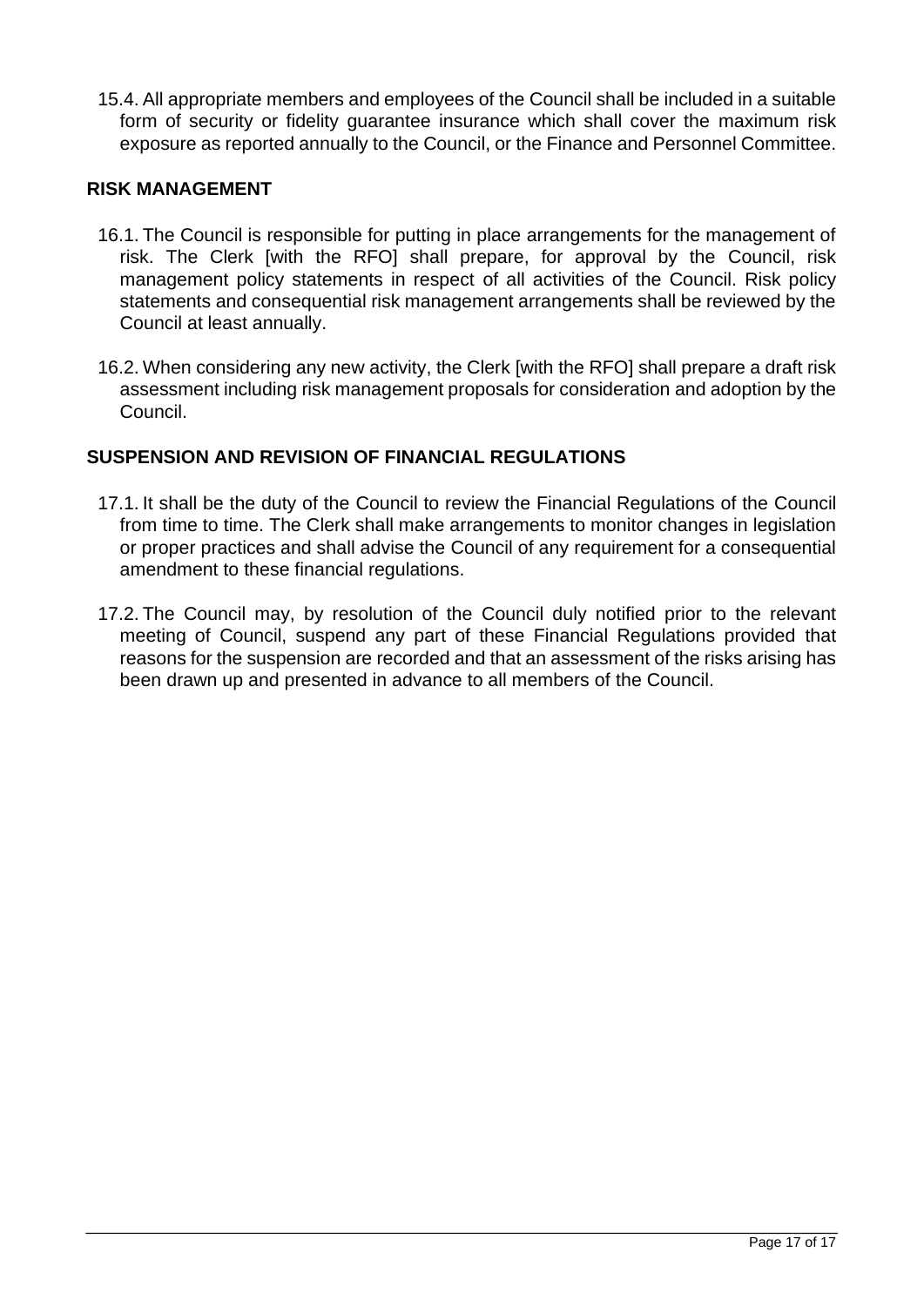15.4. All appropriate members and employees of the Council shall be included in a suitable form of security or fidelity guarantee insurance which shall cover the maximum risk exposure as reported annually to the Council, or the Finance and Personnel Committee.

## RISK MANAGEMENT

16.1. The Council is responsible for putting in place arrangements for the management of risk. The Clerk [with the RFO] shall prepare, for approval by the Council, risk management policy statements in respect of all activities of the Council. Risk policy statements and consequential risk management arrangements shall be reviewed by the Council at least annually.

16.2. When considering any new activity, the Clerk [with the RFO] shall prepare a draft risk assessment including risk management proposals for consideration and adoption by the Council.

## SUSPENSION AND REVISION OF FINANCIAL REGULATIONS

17.1. It shall be the duty of the Council to review the Financial Regulations of the Council from time to time. The Clerk shall make arrangements to monitor changes in legislation or proper practices and shall advise the Council of any requirement for a consequential amendment to these financial regulations.

17.2. The Council may, by resolution of the Council duly notified prior to the relevant meeting of Council, suspend any part of these Financial Regulations provided that reasons for the suspension are recorded and that an assessment of the risks arising has been drawn up and presented in advance to all members of the Council.